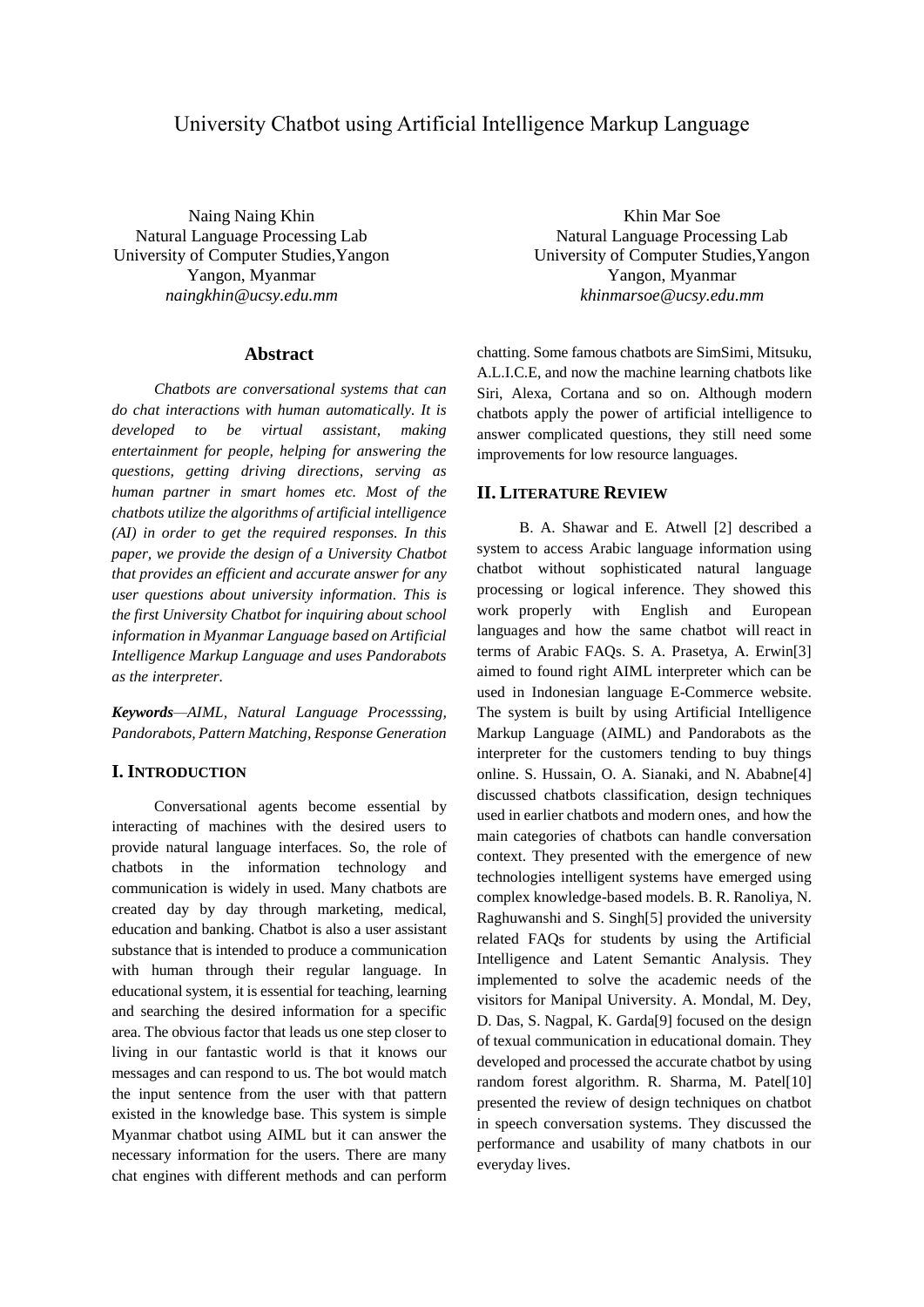# University Chatbot using Artificial Intelligence Markup Language

Naing Naing Khin
Natural Language Processing Lab
University of Computer Studies,Yangon
Yangon, Myanmar
*naingkhin@ucsy.edu.mm*

Khin Mar Soe
Natural Language Processing Lab
University of Computer Studies,Yangon
Yangon, Myanmar
*khinmarsoe@ucsy.edu.mm*

## Abstract

*Chatbots are conversational systems that can do chat interactions with human automatically. It is developed to be virtual assistant, making entertainment for people, helping for answering the questions, getting driving directions, serving as human partner in smart homes etc. Most of the chatbots utilize the algorithms of artificial intelligence (AI) in order to get the required responses. In this paper, we provide the design of a University Chatbot that provides an efficient and accurate answer for any user questions about university information. This is the first University Chatbot for inquiring about school information in Myanmar Language based on Artificial Intelligence Markup Language and uses Pandorabots as the interpreter.*

***Keywords***—*AIML, Natural Language Processsing, Pandorabots, Pattern Matching, Response Generation*

## I. Introduction

Conversational agents become essential by interacting of machines with the desired users to provide natural language interfaces. So, the role of chatbots in the information technology and communication is widely in used. Many chatbots are created day by day through marketing, medical, education and banking. Chatbot is also a user assistant substance that is intended to produce a communication with human through their regular language. In educational system, it is essential for teaching, learning and searching the desired information for a specific area. The obvious factor that leads us one step closer to living in our fantastic world is that it knows our messages and can respond to us. The bot would match the input sentence from the user with that pattern existed in the knowledge base. This system is simple Myanmar chatbot using AIML but it can answer the necessary information for the users. There are many chat engines with different methods and can perform chatting. Some famous chatbots are SimSimi, Mitsuku, A.L.I.C.E, and now the machine learning chatbots like Siri, Alexa, Cortana and so on. Although modern chatbots apply the power of artificial intelligence to answer complicated questions, they still need some improvements for low resource languages.

## II. Literature Review

B. A. Shawar and E. Atwell [2] described a system to access Arabic language information using chatbot without sophisticated natural language processing or logical inference. They showed this work properly with English and European languages and how the same chatbot will react in terms of Arabic FAQs. S. A. Prasetya, A. Erwin[3] aimed to found right AIML interpreter which can be used in Indonesian language E-Commerce website. The system is built by using Artificial Intelligence Markup Language (AIML) and Pandorabots as the interpreter for the customers tending to buy things online. S. Hussain, O. A. Sianaki, and N. Ababne[4] discussed chatbots classification, design techniques used in earlier chatbots and modern ones, and how the main categories of chatbots can handle conversation context. They presented with the emergence of new technologies intelligent systems have emerged using complex knowledge-based models. B. R. Ranoliya, N. Raghuwanshi and S. Singh[5] provided the university related FAQs for students by using the Artificial Intelligence and Latent Semantic Analysis. They implemented to solve the academic needs of the visitors for Manipal University. A. Mondal, M. Dey, D. Das, S. Nagpal, K. Garda[9] focused on the design of texual communication in educational domain. They developed and processed the accurate chatbot by using random forest algorithm. R. Sharma, M. Patel[10] presented the review of design techniques on chatbot in speech conversation systems. They discussed the performance and usability of many chatbots in our everyday lives.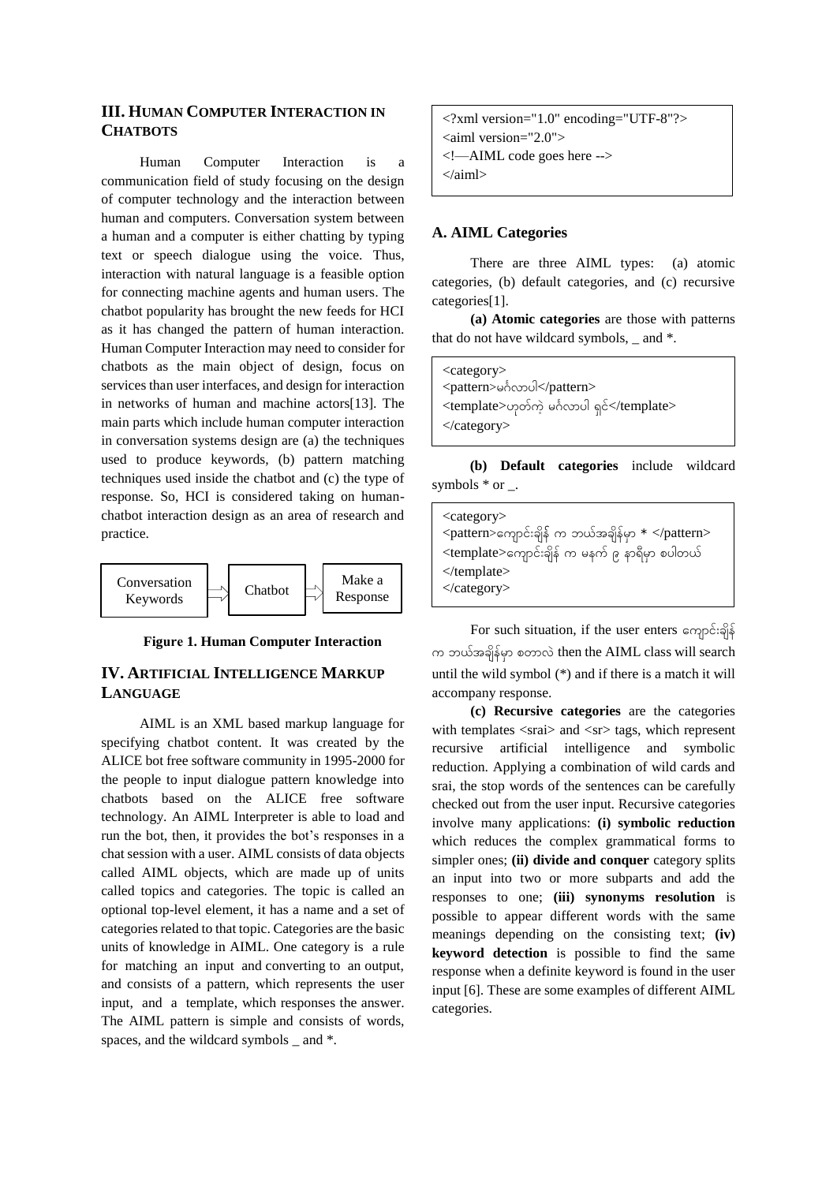## III. HUMAN COMPUTER INTERACTION IN CHATBOTS

Human Computer Interaction is a communication field of study focusing on the design of computer technology and the interaction between human and computers. Conversation system between a human and a computer is either chatting by typing text or speech dialogue using the voice. Thus, interaction with natural language is a feasible option for connecting machine agents and human users. The chatbot popularity has brought the new feeds for HCI as it has changed the pattern of human interaction. Human Computer Interaction may need to consider for chatbots as the main object of design, focus on services than user interfaces, and design for interaction in networks of human and machine actors[13]. The main parts which include human computer interaction in conversation systems design are (a) the techniques used to produce keywords, (b) pattern matching techniques used inside the chatbot and (c) the type of response. So, HCI is considered taking on human-chatbot interaction design as an area of research and practice.

Conversation Keywords ⇨ Chatbot ⇨ Make a Response

**Figure 1. Human Computer Interaction**

## IV. ARTIFICIAL INTELLIGENCE MARKUP LANGUAGE

AIML is an XML based markup language for specifying chatbot content. It was created by the ALICE bot free software community in 1995-2000 for the people to input dialogue pattern knowledge into chatbots based on the ALICE free software technology. An AIML Interpreter is able to load and run the bot, then, it provides the bot's responses in a chat session with a user. AIML consists of data objects called AIML objects, which are made up of units called topics and categories. The topic is called an optional top-level element, it has a name and a set of categories related to that topic. Categories are the basic units of knowledge in AIML. One category is a rule for matching an input and converting to an output, and consists of a pattern, which represents the user input, and a template, which responses the answer. The AIML pattern is simple and consists of words, spaces, and the wildcard symbols _ and *.

```
<?xml version="1.0" encoding="UTF-8"?>
<aiml version="2.0">
<!—AIML code goes here -->
</aiml>
```

### A. AIML Categories

There are three AIML types: (a) atomic categories, (b) default categories, and (c) recursive categories[1].

**(a) Atomic categories** are those with patterns that do not have wildcard symbols, _ and *.

```
<category>
<pattern>မင်္ဂလာပါ</pattern>
<template>ဟုတ်ကဲ့ မင်္ဂလာပါ ရှင်</template>
</category>
```

**(b) Default categories** include wildcard symbols * or _.

```
<category>
<pattern>ကျောင်းချိန် က ဘယ်အချိန်မှာ * </pattern>
<template>ကျောင်းချိန် က မနက် ၉ နာရီမှာ စပါတယ်
</template>
</category>
```

For such situation, if the user enters ကျောင်းချိန် က ဘယ်အချိန်မှာ စတာလဲ then the AIML class will search until the wild symbol (*) and if there is a match it will accompany response.

**(c) Recursive categories** are the categories with templates <srai> and <sr> tags, which represent recursive artificial intelligence and symbolic reduction. Applying a combination of wild cards and srai, the stop words of the sentences can be carefully checked out from the user input. Recursive categories involve many applications: **(i) symbolic reduction** which reduces the complex grammatical forms to simpler ones; **(ii) divide and conquer** category splits an input into two or more subparts and add the responses to one; **(iii) synonyms resolution** is possible to appear different words with the same meanings depending on the consisting text; **(iv) keyword detection** is possible to find the same response when a definite keyword is found in the user input [6]. These are some examples of different AIML categories.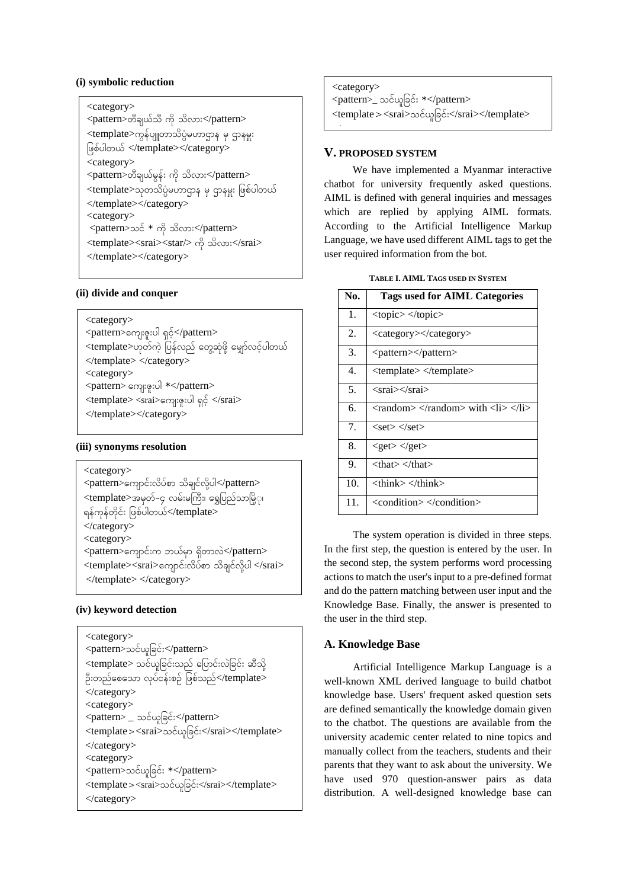**(i) symbolic reduction**

```
<category>
<pattern>တီချယ်သီ ကို သိလား</pattern>
<template>ကွန်ပျူတာသိပ္ပံမဟာဌာန မှ ဌာနမှူး
ဖြစ်ပါတယ် </template></category>
<category>
<pattern>တီချယ်မွန်း ကို သိလား</pattern>
<template>သုတသိပ္ပံမဟာဌာန မှ ဌာနမှူး ဖြစ်ပါတယ်
</template></category>
<category>
 <pattern>သင် * ကို သိလား</pattern>
<template><srai><star/> ကို သိလား</srai>
</template></category>
```

**(ii) divide and conquer**

```
<category>
<pattern>ကျေးဇူးပါ ရှင့်</pattern>
<template>ဟုတ်ကဲ့ ပြန်လည် တွေ့ဆုံဖို့ မျှော်လင့်ပါတယ်
</template> </category>
<category>
<pattern> ကျေးဇူးပါ *</pattern>
<template> <srai>ကျေးဇူးပါ ရှင့် </srai>
</template></category>
```

**(iii) synonyms resolution**

```
<category>
<pattern>ကျောင်းလိပ်စာ သိချင်လို့ပါ</pattern>
<template>အမှတ်-၄ လမ်းမကြီး၊ ရွှေပြည်သာမြို့၊
ရန်ကုန်တိုင်း ဖြစ်ပါတယ်</template>
</category>
<category>
<pattern>ကျောင်းက ဘယ်မှာ ရှိတာလဲ</pattern>
<template><srai>ကျောင်းလိပ်စာ သိချင်လို့ပါ </srai>
 </template> </category>
```

**(iv) keyword detection**

```
<category>
<pattern>သင်ယူခြင်း</pattern>
<template> သင်ယူခြင်းသည် ပြောင်းလဲခြင်း ဆီသို့
ဦးတည်စေသော လုပ်ငန်းစဉ် ဖြစ်သည်</template>
</category>
<category>
<pattern> _ သင်ယူခြင်း</pattern>
<template><srai>သင်ယူခြင်း</srai></template>
</category>
<category>
<pattern>သင်ယူခြင်း *</pattern>
<template><srai>သင်ယူခြင်း</srai></template>
</category>
<category>
<pattern>_ သင်ယူခြင်း *</pattern>
<template><srai>သင်ယူခြင်း</srai></template>
```

## V. PROPOSED SYSTEM

We have implemented a Myanmar interactive chatbot for university frequently asked questions. AIML is defined with general inquiries and messages which are replied by applying AIML formats. According to the Artificial Intelligence Markup Language, we have used different AIML tags to get the user required information from the bot.

TABLE I. AIML TAGS USED IN SYSTEM

| No. | Tags used for AIML Categories |
|---|---|
| 1. | <topic> </topic> |
| 2. | <category></category> |
| 3. | <pattern></pattern> |
| 4. | <template> </template> |
| 5. | <srai></srai> |
| 6. | <random> </random> with <li> </li> |
| 7. | <set> </set> |
| 8. | <get> </get> |
| 9. | <that> </that> |
| 10. | <think> </think> |
| 11. | <condition> </condition> |

The system operation is divided in three steps. In the first step, the question is entered by the user. In the second step, the system performs word processing actions to match the user's input to a pre-defined format and do the pattern matching between user input and the Knowledge Base. Finally, the answer is presented to the user in the third step.

### A. Knowledge Base

Artificial Intelligence Markup Language is a well-known XML derived language to build chatbot knowledge base. Users' frequent asked question sets are defined semantically the knowledge domain given to the chatbot. The questions are available from the university academic center related to nine topics and manually collect from the teachers, students and their parents that they want to ask about the university. We have used 970 question-answer pairs as data distribution. A well-designed knowledge base can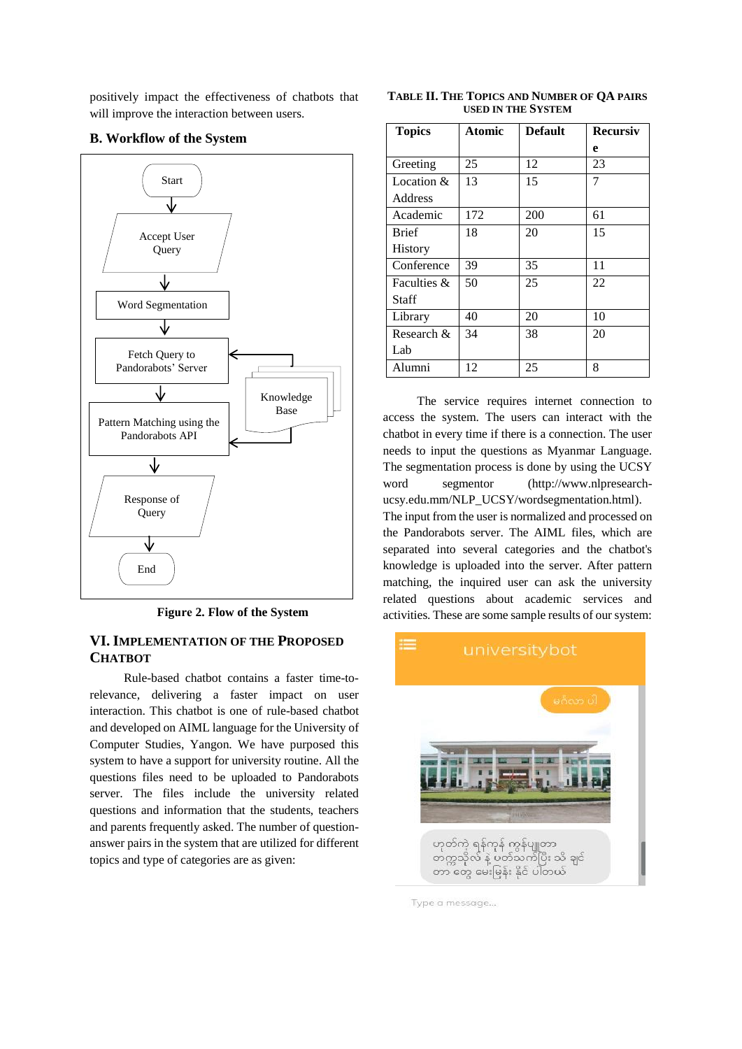positively impact the effectiveness of chatbots that will improve the interaction between users.

## B. Workflow of the System

Start → Accept User Query → Word Segmentation → Fetch Query to Pandorabots' Server → Pattern Matching using the Pandorabots API (Knowledge Base) → Response of Query → End

**Figure 2. Flow of the System**

# VI. Implementation of the Proposed Chatbot

Rule-based chatbot contains a faster time-to-relevance, delivering a faster impact on user interaction. This chatbot is one of rule-based chatbot and developed on AIML language for the University of Computer Studies, Yangon. We have purposed this system to have a support for university routine. All the questions files need to be uploaded to Pandorabots server. The files include the university related questions and information that the students, teachers and parents frequently asked. The number of question-answer pairs in the system that are utilized for different topics and type of categories are as given:

**Table II. The Topics and Number of QA Pairs Used in the System**

| Topics | Atomic | Default | Recursive |
|---|---|---|---|
| Greeting | 25 | 12 | 23 |
| Location & Address | 13 | 15 | 7 |
| Academic | 172 | 200 | 61 |
| Brief History | 18 | 20 | 15 |
| Conference | 39 | 35 | 11 |
| Faculties & Staff | 50 | 25 | 22 |
| Library | 40 | 20 | 10 |
| Research & Lab | 34 | 38 | 20 |
| Alumni | 12 | 25 | 8 |

The service requires internet connection to access the system. The users can interact with the chatbot in every time if there is a connection. The user needs to input the questions as Myanmar Language. The segmentation process is done by using the UCSY word segmentor (http://www.nlpresearch-ucsy.edu.mm/NLP_UCSY/wordsegmentation.html). The input from the user is normalized and processed on the Pandorabots server. The AIML files, which are separated into several categories and the chatbot's knowledge is uploaded into the server. After pattern matching, the inquired user can ask the university related questions about academic services and activities. These are some sample results of our system:

universitybot

မင်္ဂလာ ပါ

ဟုတ်ကဲ့ ရန်ကုန် ကွန်ပျူတာ တက္ကသိုလ် နဲ့ ပတ်သက်ပြီး သိ ချင် တာ တွေ မေးမြန်း နိုင် ပါတယ်

Type a message...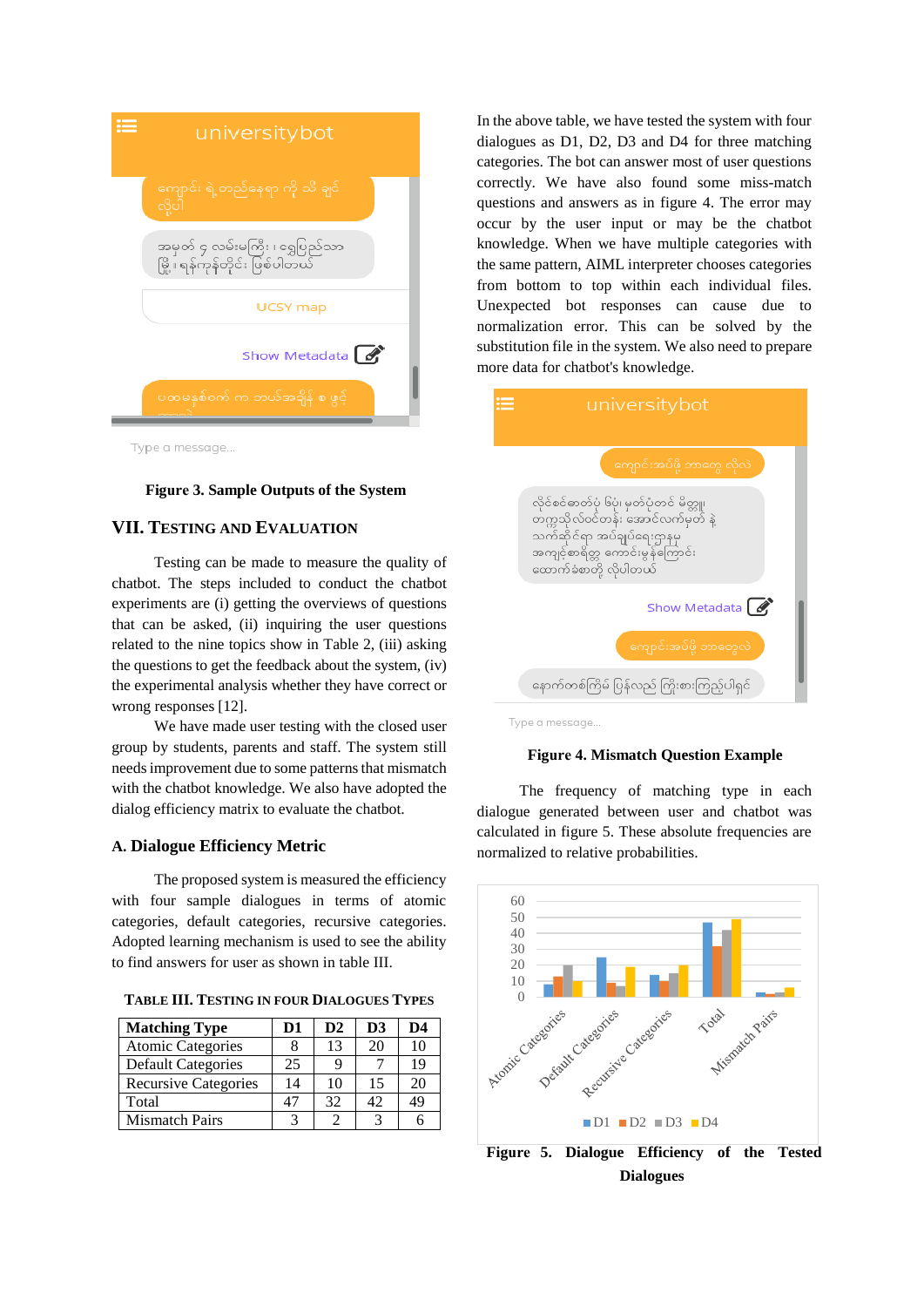Figure 3. Sample Outputs of the System

## VII. Testing and Evaluation

Testing can be made to measure the quality of chatbot. The steps included to conduct the chatbot experiments are (i) getting the overviews of questions that can be asked, (ii) inquiring the user questions related to the nine topics show in Table 2, (iii) asking the questions to get the feedback about the system, (iv) the experimental analysis whether they have correct or wrong responses [12].

We have made user testing with the closed user group by students, parents and staff. The system still needs improvement due to some patterns that mismatch with the chatbot knowledge. We also have adopted the dialog efficiency matrix to evaluate the chatbot.

### A. Dialogue Efficiency Metric

The proposed system is measured the efficiency with four sample dialogues in terms of atomic categories, default categories, recursive categories. Adopted learning mechanism is used to see the ability to find answers for user as shown in table III.

Table III. Testing in Four Dialogues Types

| Matching Type | D1 | D2 | D3 | D4 |
|---|---|---|---|---|
| Atomic Categories | 8 | 13 | 20 | 10 |
| Default Categories | 25 | 9 | 7 | 19 |
| Recursive Categories | 14 | 10 | 15 | 20 |
| Total | 47 | 32 | 42 | 49 |
| Mismatch Pairs | 3 | 2 | 3 | 6 |

In the above table, we have tested the system with four dialogues as D1, D2, D3 and D4 for three matching categories. The bot can answer most of user questions correctly. We have also found some miss-match questions and answers as in figure 4. The error may occur by the user input or may be the chatbot knowledge. When we have multiple categories with the same pattern, AIML interpreter chooses categories from bottom to top within each individual files. Unexpected bot responses can cause due to normalization error. This can be solved by the substitution file in the system. We also need to prepare more data for chatbot's knowledge.

Figure 4. Mismatch Question Example

The frequency of matching type in each dialogue generated between user and chatbot was calculated in figure 5. These absolute frequencies are normalized to relative probabilities.

Figure 5. Dialogue Efficiency of the Tested Dialogues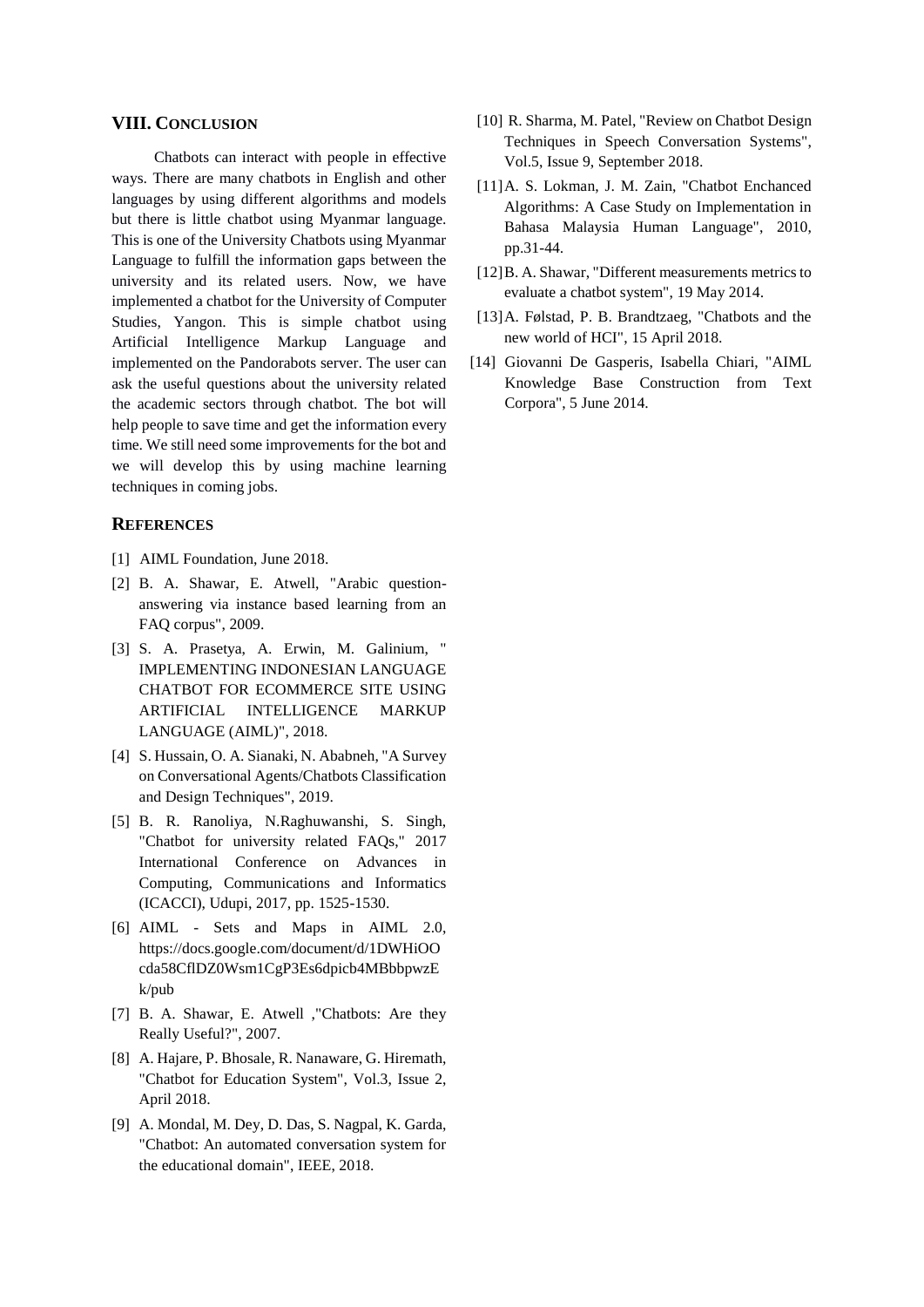## VIII. Conclusion

Chatbots can interact with people in effective ways. There are many chatbots in English and other languages by using different algorithms and models but there is little chatbot using Myanmar language. This is one of the University Chatbots using Myanmar Language to fulfill the information gaps between the university and its related users. Now, we have implemented a chatbot for the University of Computer Studies, Yangon. This is simple chatbot using Artificial Intelligence Markup Language and implemented on the Pandorabots server. The user can ask the useful questions about the university related the academic sectors through chatbot. The bot will help people to save time and get the information every time. We still need some improvements for the bot and we will develop this by using machine learning techniques in coming jobs.

## References

[1] AIML Foundation, June 2018.

[2] B. A. Shawar, E. Atwell, "Arabic question-answering via instance based learning from an FAQ corpus", 2009.

[3] S. A. Prasetya, A. Erwin, M. Galinium, " IMPLEMENTING INDONESIAN LANGUAGE CHATBOT FOR ECOMMERCE SITE USING ARTIFICIAL INTELLIGENCE MARKUP LANGUAGE (AIML)", 2018.

[4] S. Hussain, O. A. Sianaki, N. Ababneh, "A Survey on Conversational Agents/Chatbots Classification and Design Techniques", 2019.

[5] B. R. Ranoliya, N.Raghuwanshi, S. Singh, "Chatbot for university related FAQs," 2017 International Conference on Advances in Computing, Communications and Informatics (ICACCI), Udupi, 2017, pp. 1525-1530.

[6] AIML - Sets and Maps in AIML 2.0, https://docs.google.com/document/d/1DWHiOOcda58CflDZ0Wsm1CgP3Es6dpicb4MBbbpwzEk/pub

[7] B. A. Shawar, E. Atwell ,"Chatbots: Are they Really Useful?", 2007.

[8] A. Hajare, P. Bhosale, R. Nanaware, G. Hiremath, "Chatbot for Education System", Vol.3, Issue 2, April 2018.

[9] A. Mondal, M. Dey, D. Das, S. Nagpal, K. Garda, "Chatbot: An automated conversation system for the educational domain", IEEE, 2018.

[10] R. Sharma, M. Patel, "Review on Chatbot Design Techniques in Speech Conversation Systems", Vol.5, Issue 9, September 2018.

[11] A. S. Lokman, J. M. Zain, "Chatbot Enchanced Algorithms: A Case Study on Implementation in Bahasa Malaysia Human Language", 2010, pp.31-44.

[12] B. A. Shawar, "Different measurements metrics to evaluate a chatbot system", 19 May 2014.

[13] A. Følstad, P. B. Brandtzaeg, "Chatbots and the new world of HCI", 15 April 2018.

[14] Giovanni De Gasperis, Isabella Chiari, "AIML Knowledge Base Construction from Text Corpora", 5 June 2014.